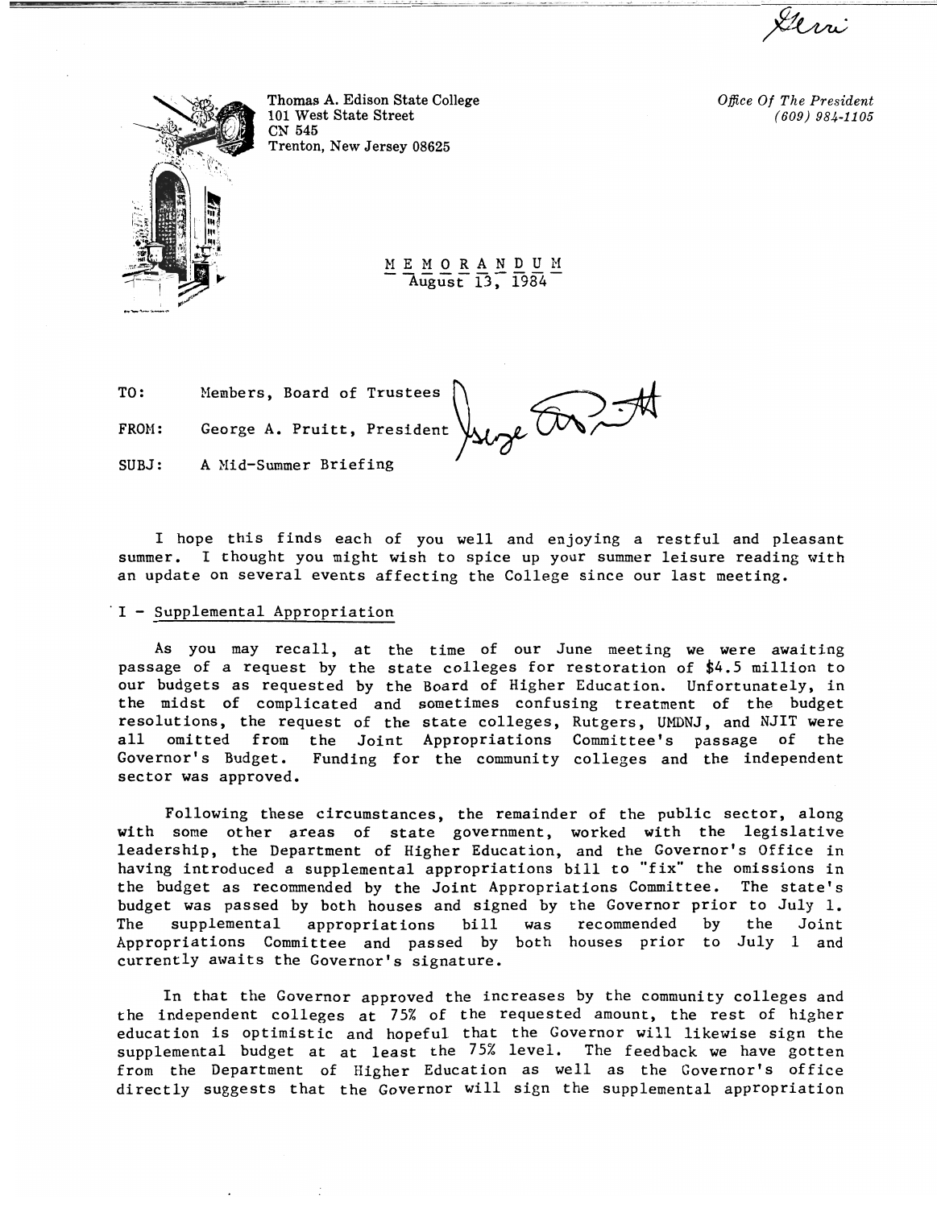Thomas A. Edison State College
101 West State Street
CN 545
Trenton, New Jersey 08625

*Office Of The President*
*(609) 984-1105*

MEMORANDUM
August 13, 1984

TO: Members, Board of Trustees

FROM: George A. Pruitt, President

SUBJ: A Mid-Summer Briefing

I hope this finds each of you well and enjoying a restful and pleasant summer. I thought you might wish to spice up your summer leisure reading with an update on several events affecting the College since our last meeting.

I - Supplemental Appropriation

As you may recall, at the time of our June meeting we were awaiting passage of a request by the state colleges for restoration of $4.5 million to our budgets as requested by the Board of Higher Education. Unfortunately, in the midst of complicated and sometimes confusing treatment of the budget resolutions, the request of the state colleges, Rutgers, UMDNJ, and NJIT were all omitted from the Joint Appropriations Committee's passage of the Governor's Budget. Funding for the community colleges and the independent sector was approved.

Following these circumstances, the remainder of the public sector, along with some other areas of state government, worked with the legislative leadership, the Department of Higher Education, and the Governor's Office in having introduced a supplemental appropriations bill to "fix" the omissions in the budget as recommended by the Joint Appropriations Committee. The state's budget was passed by both houses and signed by the Governor prior to July 1. The supplemental appropriations bill was recommended by the Joint Appropriations Committee and passed by both houses prior to July 1 and currently awaits the Governor's signature.

In that the Governor approved the increases by the community colleges and the independent colleges at 75% of the requested amount, the rest of higher education is optimistic and hopeful that the Governor will likewise sign the supplemental budget at at least the 75% level. The feedback we have gotten from the Department of Higher Education as well as the Governor's office directly suggests that the Governor will sign the supplemental appropriation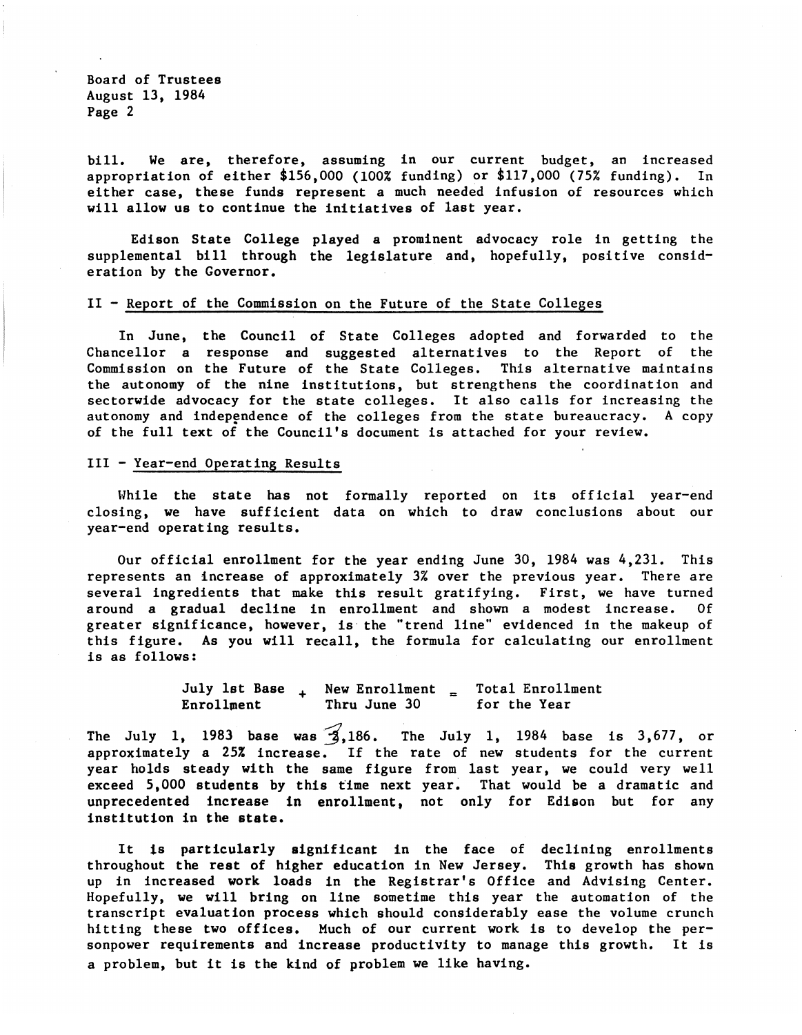bill. We are, therefore, assuming in our current budget, an increased appropriation of either $156,000 (100% funding) or $117,000 (75% funding). In either case, these funds represent a much needed infusion of resources which will allow us to continue the initiatives of last year.

Edison State College played a prominent advocacy role in getting the supplemental bill through the legislature and, hopefully, positive consideration by the Governor.

## II - Report of the Commission on the Future of the State Colleges

In June, the Council of State Colleges adopted and forwarded to the Chancellor a response and suggested alternatives to the Report of the Commission on the Future of the State Colleges. This alternative maintains the autonomy of the nine institutions, but strengthens the coordination and sectorwide advocacy for the state colleges. It also calls for increasing the autonomy and independence of the colleges from the state bureaucracy. A copy of the full text of the Council's document is attached for your review.

## III - Year-end Operating Results

While the state has not formally reported on its official year-end closing, we have sufficient data on which to draw conclusions about our year-end operating results.

Our official enrollment for the year ending June 30, 1984 was 4,231. This represents an increase of approximately 3% over the previous year. There are several ingredients that make this result gratifying. First, we have turned around a gradual decline in enrollment and shown a modest increase. Of greater significance, however, is the "trend line" evidenced in the makeup of this figure. As you will recall, the formula for calculating our enrollment is as follows:

July 1st Base Enrollment + New Enrollment Thru June 30 = Total Enrollment for the Year

The July 1, 1983 base was 3,186. The July 1, 1984 base is 3,677, or approximately a 25% increase. If the rate of new students for the current year holds steady with the same figure from last year, we could very well exceed 5,000 students by this time next year. That would be a dramatic and unprecedented increase in enrollment, not only for Edison but for any institution in the state.

It is particularly significant in the face of declining enrollments throughout the rest of higher education in New Jersey. This growth has shown up in increased work loads in the Registrar's Office and Advising Center. Hopefully, we will bring on line sometime this year the automation of the transcript evaluation process which should considerably ease the volume crunch hitting these two offices. Much of our current work is to develop the personpower requirements and increase productivity to manage this growth. It is a problem, but it is the kind of problem we like having.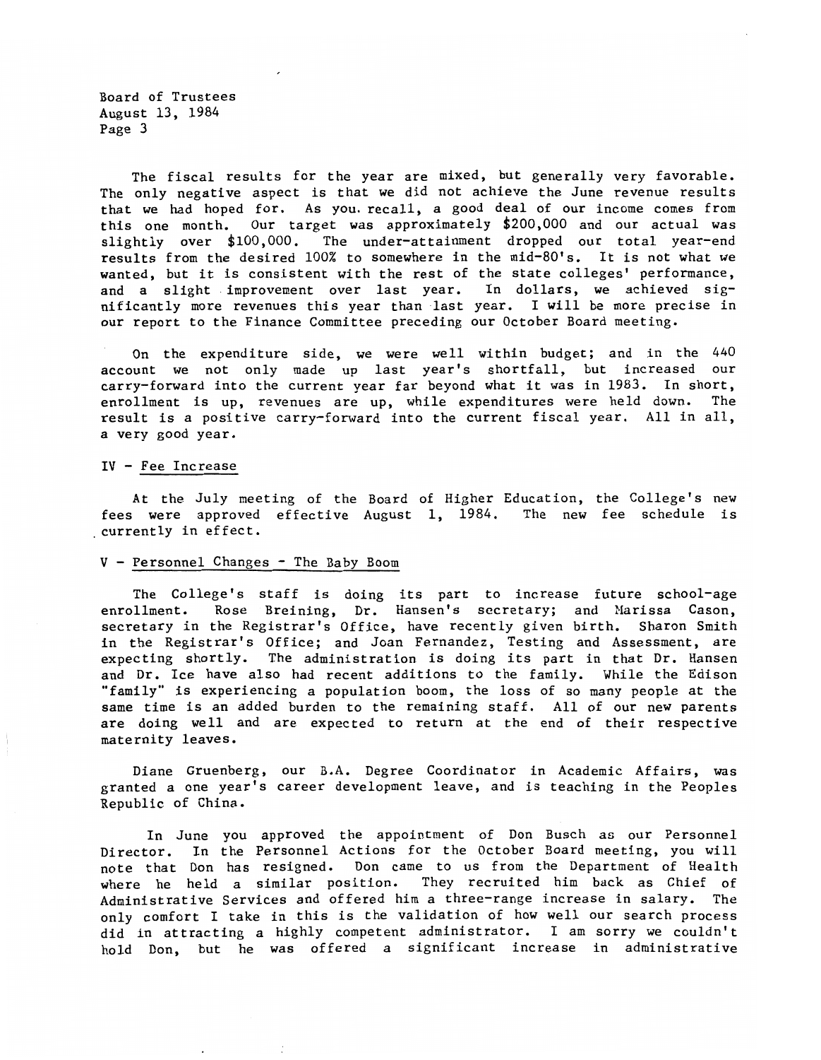The fiscal results for the year are mixed, but generally very favorable. The only negative aspect is that we did not achieve the June revenue results that we had hoped for. As you recall, a good deal of our income comes from this one month. Our target was approximately $200,000 and our actual was slightly over $100,000. The under-attainment dropped our total year-end results from the desired 100% to somewhere in the mid-80's. It is not what we wanted, but it is consistent with the rest of the state colleges' performance, and a slight improvement over last year. In dollars, we achieved significantly more revenues this year than last year. I will be more precise in our report to the Finance Committee preceding our October Board meeting.

On the expenditure side, we were well within budget; and in the 440 account we not only made up last year's shortfall, but increased our carry-forward into the current year far beyond what it was in 1983. In short, enrollment is up, revenues are up, while expenditures were held down. The result is a positive carry-forward into the current fiscal year. All in all, a very good year.

## IV - Fee Increase

At the July meeting of the Board of Higher Education, the College's new fees were approved effective August 1, 1984. The new fee schedule is currently in effect.

## V - Personnel Changes - The Baby Boom

The College's staff is doing its part to increase future school-age enrollment. Rose Breining, Dr. Hansen's secretary; and Marissa Cason, secretary in the Registrar's Office, have recently given birth. Sharon Smith in the Registrar's Office; and Joan Fernandez, Testing and Assessment, are expecting shortly. The administration is doing its part in that Dr. Hansen and Dr. Ice have also had recent additions to the family. While the Edison "family" is experiencing a population boom, the loss of so many people at the same time is an added burden to the remaining staff. All of our new parents are doing well and are expected to return at the end of their respective maternity leaves.

Diane Gruenberg, our B.A. Degree Coordinator in Academic Affairs, was granted a one year's career development leave, and is teaching in the Peoples Republic of China.

In June you approved the appointment of Don Busch as our Personnel Director. In the Personnel Actions for the October Board meeting, you will note that Don has resigned. Don came to us from the Department of Health where he held a similar position. They recruited him back as Chief of Administrative Services and offered him a three-range increase in salary. The only comfort I take in this is the validation of how well our search process did in attracting a highly competent administrator. I am sorry we couldn't hold Don, but he was offered a significant increase in administrative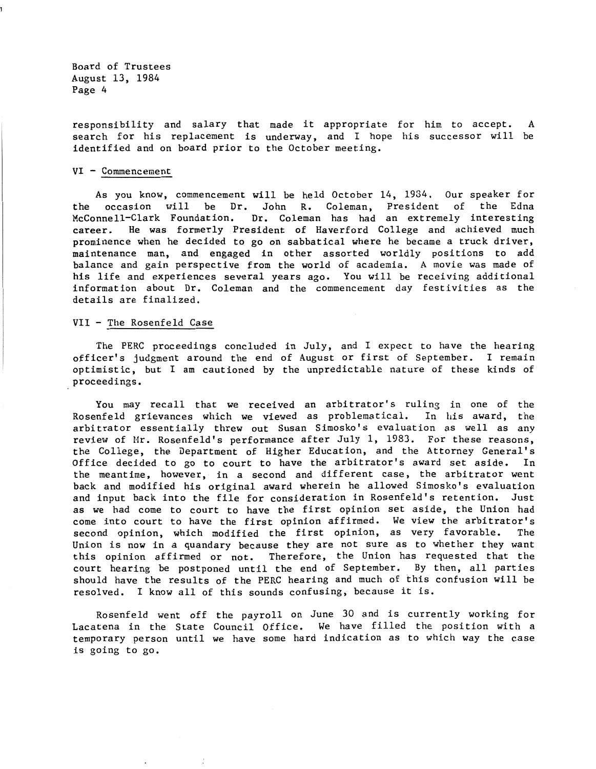responsibility and salary that made it appropriate for him to accept. A search for his replacement is underway, and I hope his successor will be identified and on board prior to the October meeting.

VI - Commencement

As you know, commencement will be held October 14, 1984. Our speaker for the occasion will be Dr. John R. Coleman, President of the Edna McConnell-Clark Foundation. Dr. Coleman has had an extremely interesting career. He was formerly President of Haverford College and achieved much prominence when he decided to go on sabbatical where he became a truck driver, maintenance man, and engaged in other assorted worldly positions to add balance and gain perspective from the world of academia. A movie was made of his life and experiences several years ago. You will be receiving additional information about Dr. Coleman and the commencement day festivities as the details are finalized.

VII - The Rosenfeld Case

The PERC proceedings concluded in July, and I expect to have the hearing officer's judgment around the end of August or first of September. I remain optimistic, but I am cautioned by the unpredictable nature of these kinds of proceedings.

You may recall that we received an arbitrator's ruling in one of the Rosenfeld grievances which we viewed as problematical. In his award, the arbitrator essentially threw out Susan Simosko's evaluation as well as any review of Mr. Rosenfeld's performance after July 1, 1983. For these reasons, the College, the Department of Higher Education, and the Attorney General's Office decided to go to court to have the arbitrator's award set aside. In the meantime, however, in a second and different case, the arbitrator went back and modified his original award wherein he allowed Simosko's evaluation and input back into the file for consideration in Rosenfeld's retention. Just as we had come to court to have the first opinion set aside, the Union had come into court to have the first opinion affirmed. We view the arbitrator's second opinion, which modified the first opinion, as very favorable. The Union is now in a quandary because they are not sure as to whether they want this opinion affirmed or not. Therefore, the Union has requested that the court hearing be postponed until the end of September. By then, all parties should have the results of the PERC hearing and much of this confusion will be resolved. I know all of this sounds confusing, because it is.

Rosenfeld went off the payroll on June 30 and is currently working for Lacatena in the State Council Office. We have filled the position with a temporary person until we have some hard indication as to which way the case is going to go.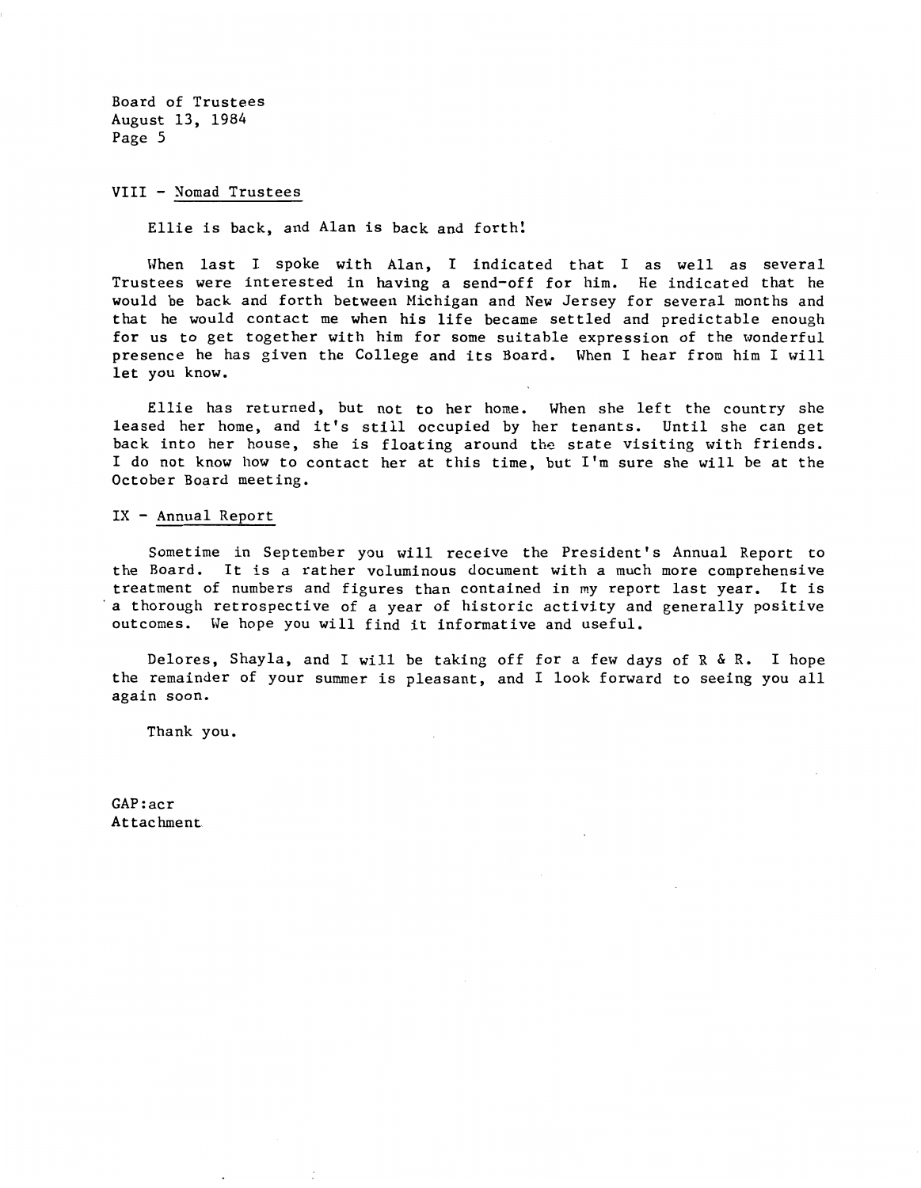## VIII - Nomad Trustees

Ellie is back, and Alan is back and forth!

When last I spoke with Alan, I indicated that I as well as several Trustees were interested in having a send-off for him. He indicated that he would be back and forth between Michigan and New Jersey for several months and that he would contact me when his life became settled and predictable enough for us to get together with him for some suitable expression of the wonderful presence he has given the College and its Board. When I hear from him I will let you know.

Ellie has returned, but not to her home. When she left the country she leased her home, and it's still occupied by her tenants. Until she can get back into her house, she is floating around the state visiting with friends. I do not know how to contact her at this time, but I'm sure she will be at the October Board meeting.

## IX - Annual Report

Sometime in September you will receive the President's Annual Report to the Board. It is a rather voluminous document with a much more comprehensive treatment of numbers and figures than contained in my report last year. It is a thorough retrospective of a year of historic activity and generally positive outcomes. We hope you will find it informative and useful.

Delores, Shayla, and I will be taking off for a few days of R & R. I hope the remainder of your summer is pleasant, and I look forward to seeing you all again soon.

Thank you.

GAP:acr
Attachment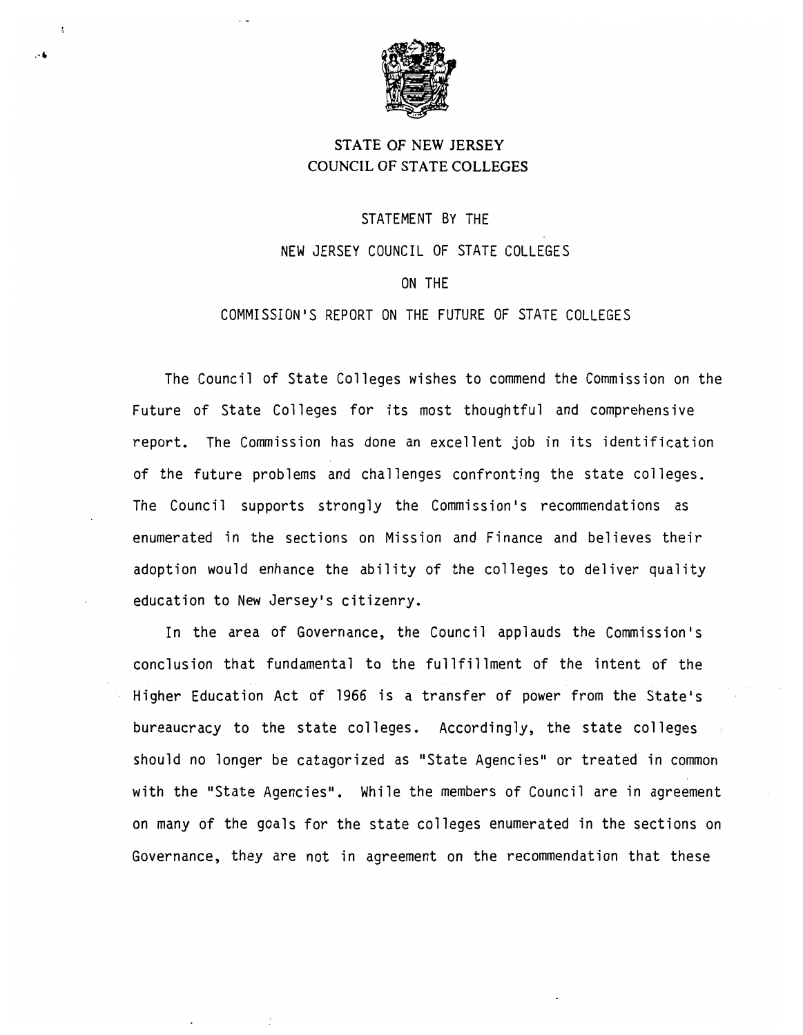STATE OF NEW JERSEY
COUNCIL OF STATE COLLEGES

# STATEMENT BY THE
# NEW JERSEY COUNCIL OF STATE COLLEGES
# ON THE
# COMMISSION'S REPORT ON THE FUTURE OF STATE COLLEGES

The Council of State Colleges wishes to commend the Commission on the Future of State Colleges for its most thoughtful and comprehensive report. The Commission has done an excellent job in its identification of the future problems and challenges confronting the state colleges. The Council supports strongly the Commission's recommendations as enumerated in the sections on Mission and Finance and believes their adoption would enhance the ability of the colleges to deliver quality education to New Jersey's citizenry.

In the area of Governance, the Council applauds the Commission's conclusion that fundamental to the fullfillment of the intent of the Higher Education Act of 1966 is a transfer of power from the State's bureaucracy to the state colleges. Accordingly, the state colleges should no longer be catagorized as "State Agencies" or treated in common with the "State Agencies". While the members of Council are in agreement on many of the goals for the state colleges enumerated in the sections on Governance, they are not in agreement on the recommendation that these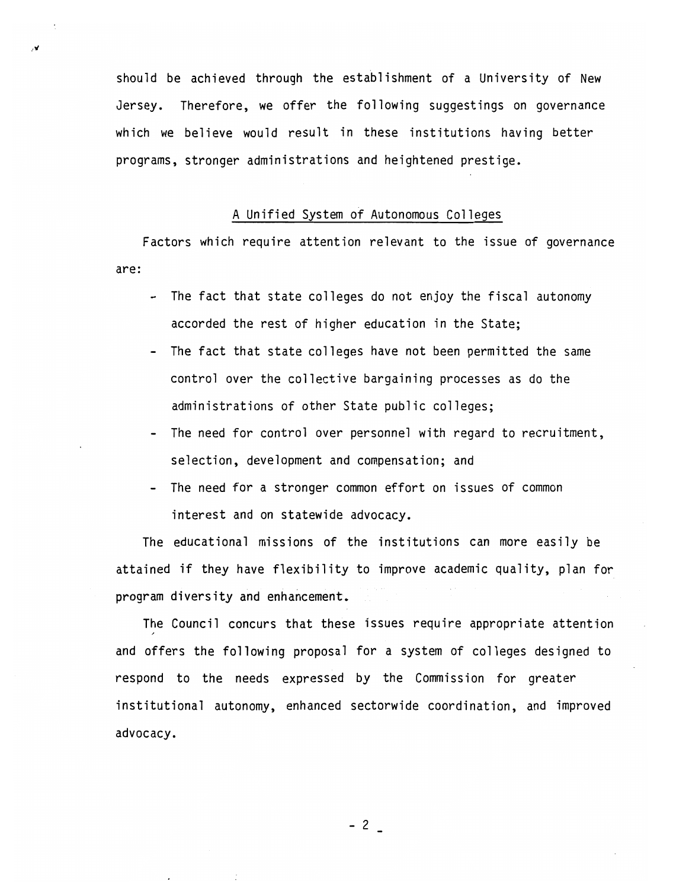should be achieved through the establishment of a University of New Jersey. Therefore, we offer the following suggestings on governance which we believe would result in these institutions having better programs, stronger administrations and heightened prestige.

## A Unified System of Autonomous Colleges

Factors which require attention relevant to the issue of governance are:

- The fact that state colleges do not enjoy the fiscal autonomy accorded the rest of higher education in the State;
- The fact that state colleges have not been permitted the same control over the collective bargaining processes as do the administrations of other State public colleges;
- The need for control over personnel with regard to recruitment, selection, development and compensation; and
- The need for a stronger common effort on issues of common interest and on statewide advocacy.

The educational missions of the institutions can more easily be attained if they have flexibility to improve academic quality, plan for program diversity and enhancement.

The Council concurs that these issues require appropriate attention and offers the following proposal for a system of colleges designed to respond to the needs expressed by the Commission for greater institutional autonomy, enhanced sectorwide coordination, and improved advocacy.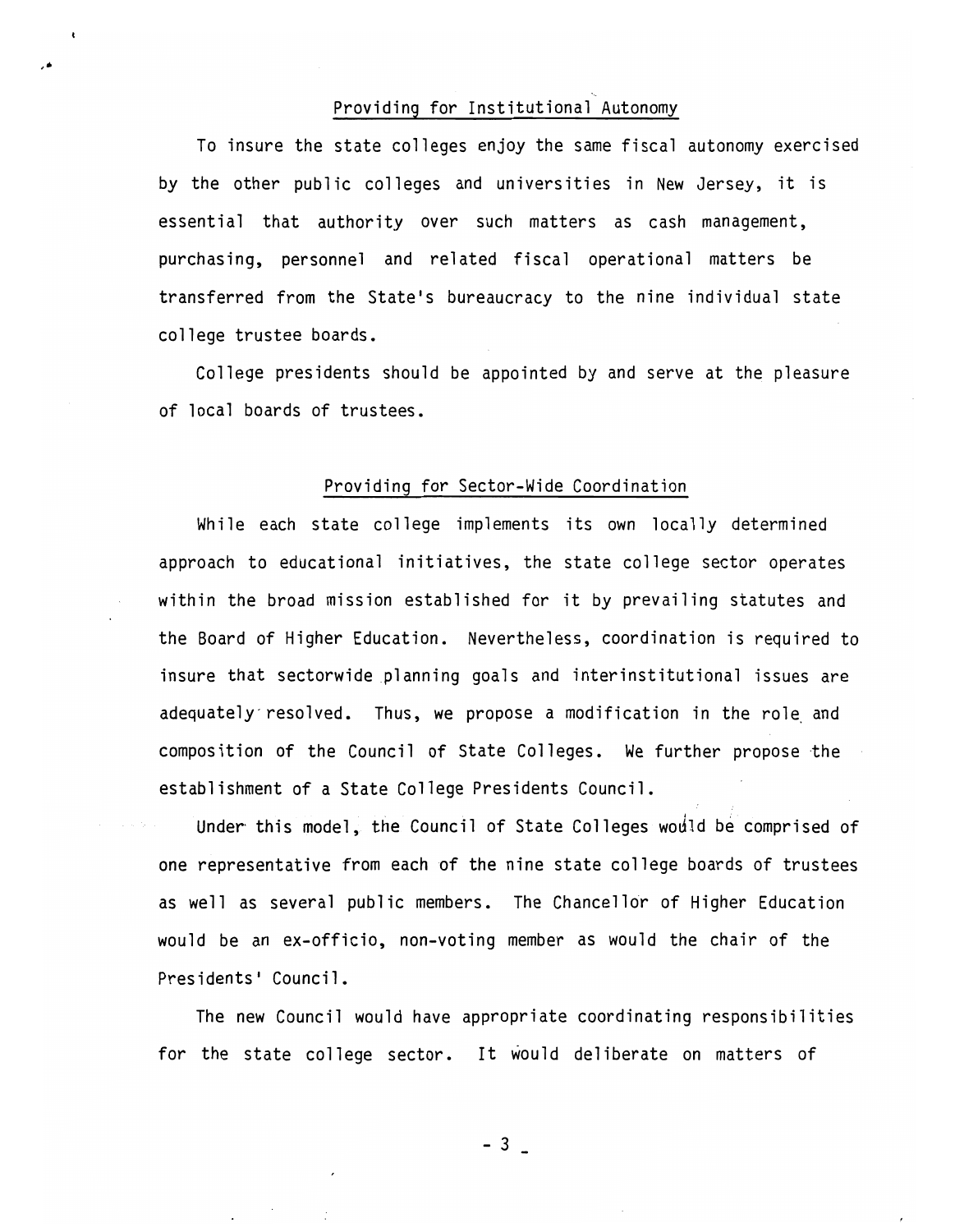## Providing for Institutional Autonomy

To insure the state colleges enjoy the same fiscal autonomy exercised by the other public colleges and universities in New Jersey, it is essential that authority over such matters as cash management, purchasing, personnel and related fiscal operational matters be transferred from the State's bureaucracy to the nine individual state college trustee boards.

College presidents should be appointed by and serve at the pleasure of local boards of trustees.

## Providing for Sector-Wide Coordination

While each state college implements its own locally determined approach to educational initiatives, the state college sector operates within the broad mission established for it by prevailing statutes and the Board of Higher Education. Nevertheless, coordination is required to insure that sectorwide planning goals and interinstitutional issues are adequately resolved. Thus, we propose a modification in the role and composition of the Council of State Colleges. We further propose the establishment of a State College Presidents Council.

Under this model, the Council of State Colleges would be comprised of one representative from each of the nine state college boards of trustees as well as several public members. The Chancellor of Higher Education would be an ex-officio, non-voting member as would the chair of the Presidents' Council.

The new Council would have appropriate coordinating responsibilities for the state college sector. It would deliberate on matters of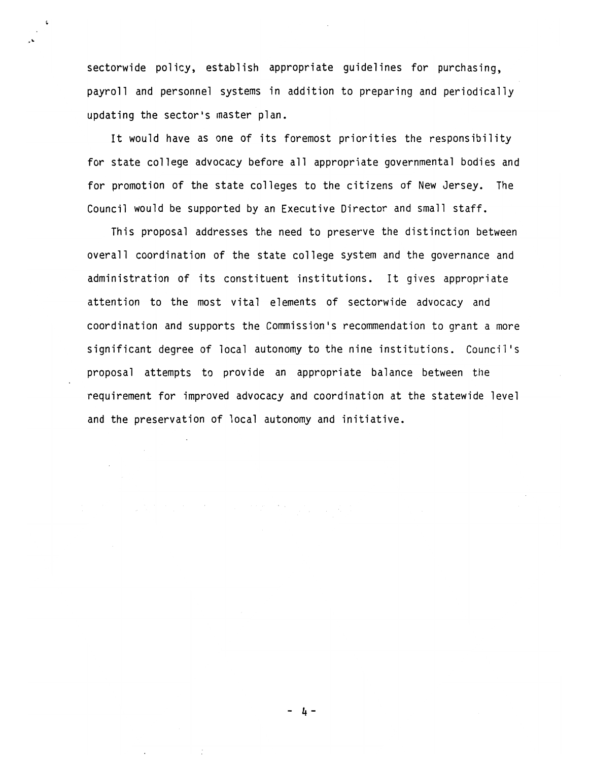sectorwide policy, establish appropriate guidelines for purchasing, payroll and personnel systems in addition to preparing and periodically updating the sector's master plan.

It would have as one of its foremost priorities the responsibility for state college advocacy before all appropriate governmental bodies and for promotion of the state colleges to the citizens of New Jersey. The Council would be supported by an Executive Director and small staff.

This proposal addresses the need to preserve the distinction between overall coordination of the state college system and the governance and administration of its constituent institutions. It gives appropriate attention to the most vital elements of sectorwide advocacy and coordination and supports the Commission's recommendation to grant a more significant degree of local autonomy to the nine institutions. Council's proposal attempts to provide an appropriate balance between the requirement for improved advocacy and coordination at the statewide level and the preservation of local autonomy and initiative.